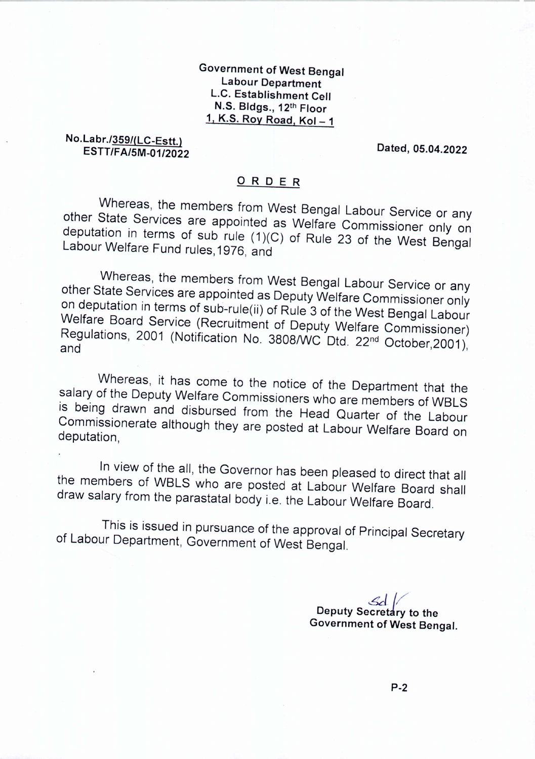Government of West Bengal
Labour Department
L.C. Establishment Cell
N.S. Bldgs., 12th Floor
1, K.S. Roy Road, Kol – 1

No.Labr./359/(LC-Estt.)
ESTT/FA/5M-01/2022

Dated, 05.04.2022

## ORDER

Whereas, the members from West Bengal Labour Service or any other State Services are appointed as Welfare Commissioner only on deputation in terms of sub rule (1)(C) of Rule 23 of the West Bengal Labour Welfare Fund rules,1976, and

Whereas, the members from West Bengal Labour Service or any other State Services are appointed as Deputy Welfare Commissioner only on deputation in terms of sub-rule(ii) of Rule 3 of the West Bengal Labour Welfare Board Service (Recruitment of Deputy Welfare Commissioner) Regulations, 2001 (Notification No. 3808/WC Dtd. 22nd October,2001), and

Whereas, it has come to the notice of the Department that the salary of the Deputy Welfare Commissioners who are members of WBLS is being drawn and disbursed from the Head Quarter of the Labour Commissionerate although they are posted at Labour Welfare Board on deputation,

In view of the all, the Governor has been pleased to direct that all the members of WBLS who are posted at Labour Welfare Board shall draw salary from the parastatal body i.e. the Labour Welfare Board.

This is issued in pursuance of the approval of Principal Secretary of Labour Department, Government of West Bengal.

Sd/
Deputy Secretary to the
Government of West Bengal.

P-2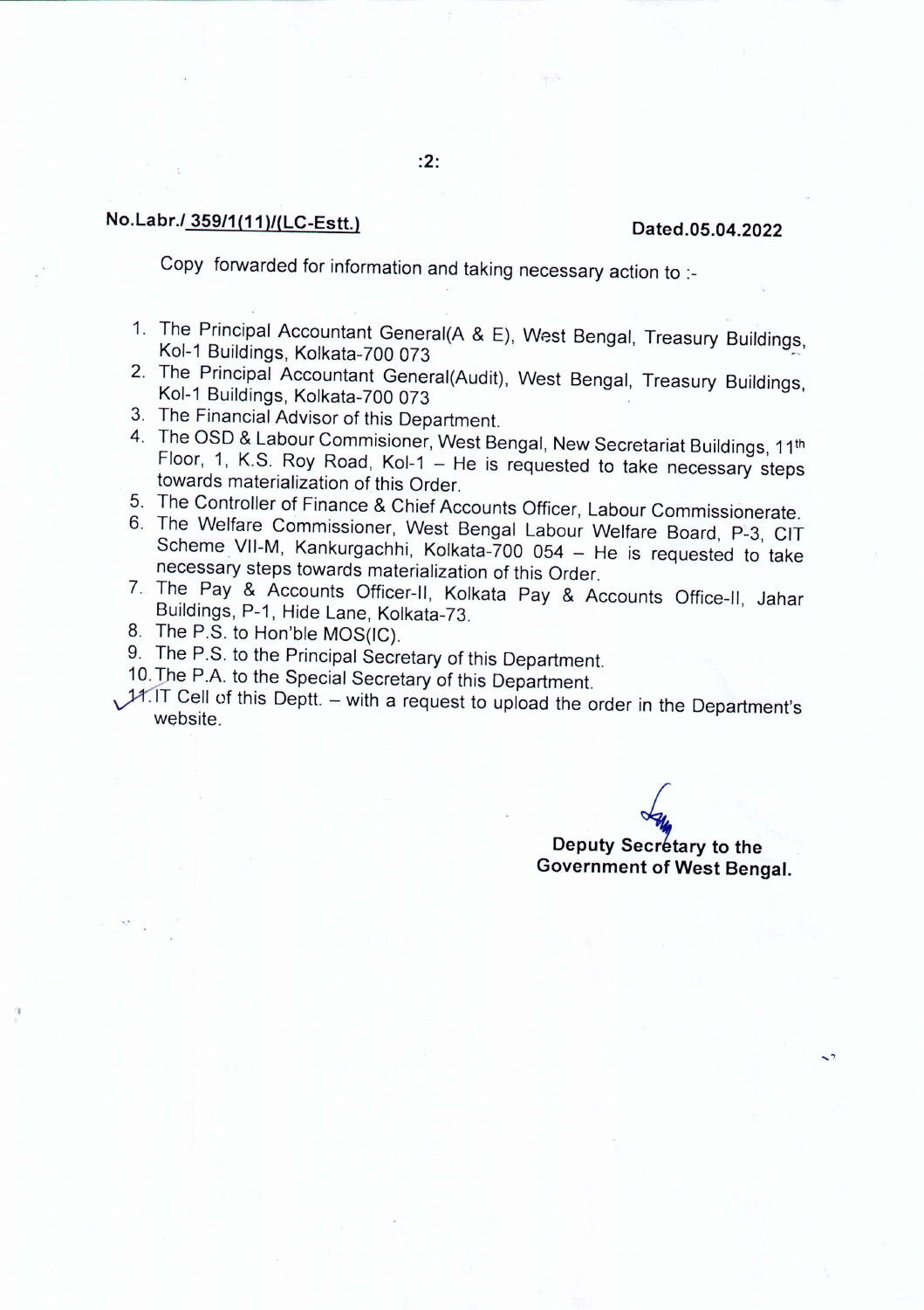**No.Labr./ 359/1(11)/(LC-Estt.)** **Dated.05.04.2022**

Copy forwarded for information and taking necessary action to :-

1. The Principal Accountant General(A & E), West Bengal, Treasury Buildings, Kol-1 Buildings, Kolkata-700 073
2. The Principal Accountant General(Audit), West Bengal, Treasury Buildings, Kol-1 Buildings, Kolkata-700 073
3. The Financial Advisor of this Department.
4. The OSD & Labour Commisioner, West Bengal, New Secretariat Buildings, 11th Floor, 1, K.S. Roy Road, Kol-1 – He is requested to take necessary steps towards materialization of this Order.
5. The Controller of Finance & Chief Accounts Officer, Labour Commissionerate.
6. The Welfare Commissioner, West Bengal Labour Welfare Board, P-3, CIT Scheme VII-M, Kankurgachhi, Kolkata-700 054 – He is requested to take necessary steps towards materialization of this Order.
7. The Pay & Accounts Officer-II, Kolkata Pay & Accounts Office-II, Jahar Buildings, P-1, Hide Lane, Kolkata-73.
8. The P.S. to Hon'ble MOS(IC).
9. The P.S. to the Principal Secretary of this Department.
10. The P.A. to the Special Secretary of this Department.
11. IT Cell of this Deptt. – with a request to upload the order in the Department's website.

**Deputy Secretary to the**
**Government of West Bengal.**